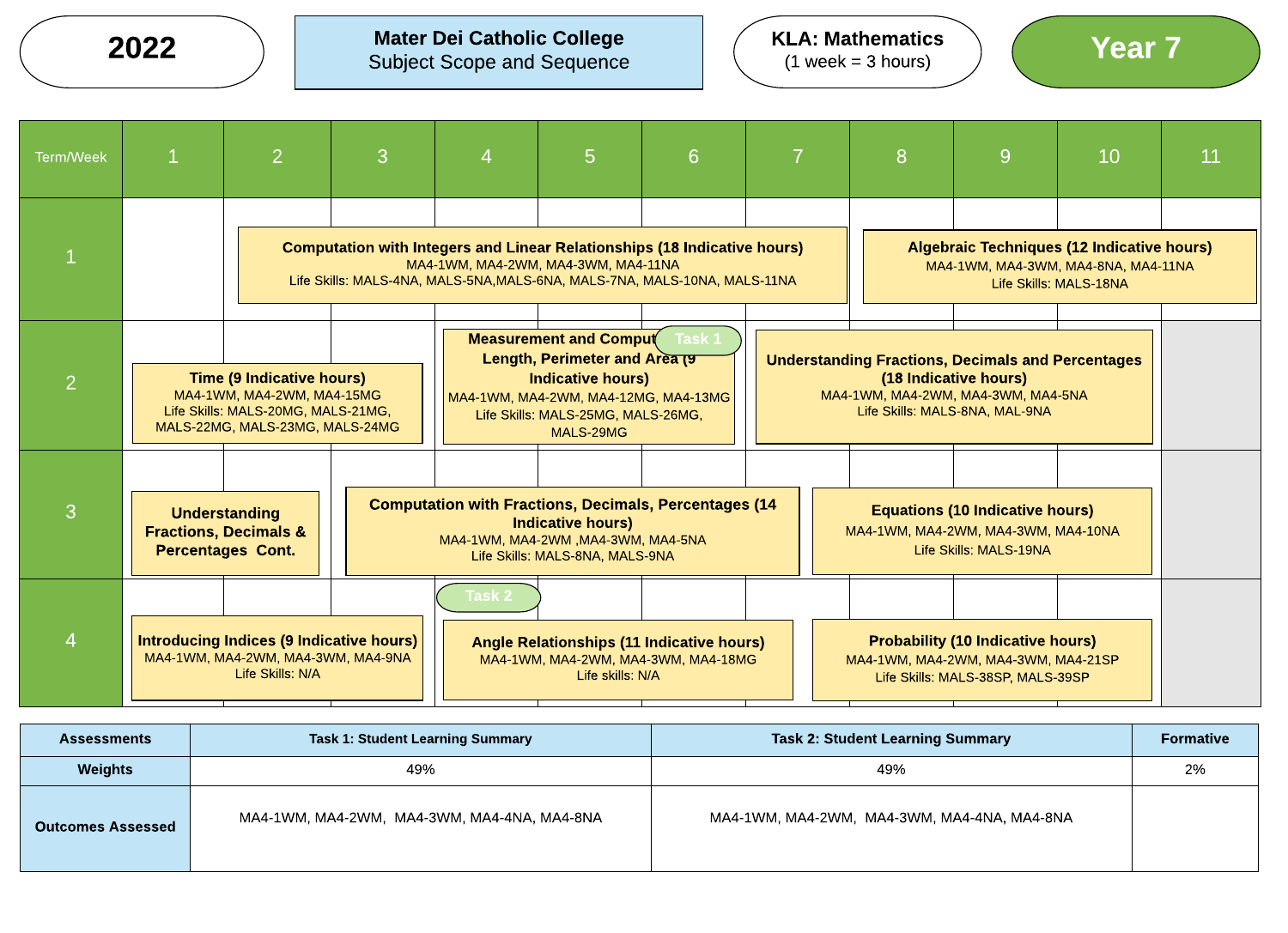**2022**

**Mater Dei Catholic College**
Subject Scope and Sequence

**KLA: Mathematics**
(1 week = 3 hours)

**Year 7**

| Term/Week | 1 | 2 | 3 | 4 | 5 | 6 | 7 | 8 | 9 | 10 | 11 |
|---|---|---|---|---|---|---|---|---|---|---|---|
| 1 | | **Computation with Integers and Linear Relationships (18 Indicative hours)** MA4-1WM, MA4-2WM, MA4-3WM, MA4-11NA Life Skills: MALS-4NA, MALS-5NA,MALS-6NA, MALS-7NA, MALS-10NA, MALS-11NA | | | | | | **Algebraic Techniques (12 Indicative hours)** MA4-1WM, MA4-3WM, MA4-8NA, MA4-11NA Life Skills: MALS-18NA | | | |
| 2 | **Time (9 Indicative hours)** MA4-1WM, MA4-2WM, MA4-15MG Life Skills: MALS-20MG, MALS-21MG, MALS-22MG, MALS-23MG, MALS-24MG | | | **Measurement and Comput[Task 1] Length, Perimeter and Area (9 Indicative hours)** MA4-1WM, MA4-2WM, MA4-12MG, MA4-13MG Life Skills: MALS-25MG, MALS-26MG, MALS-29MG | | | **Understanding Fractions, Decimals and Percentages (18 Indicative hours)** MA4-1WM, MA4-2WM, MA4-3WM, MA4-5NA Life Skills: MALS-8NA, MAL-9NA | | | | |
| 3 | **Understanding Fractions, Decimals & Percentages Cont.** | | **Computation with Fractions, Decimals, Percentages (14 Indicative hours)** MA4-1WM, MA4-2WM ,MA4-3WM, MA4-5NA Life Skills: MALS-8NA, MALS-9NA | | | | | **Equations (10 Indicative hours)** MA4-1WM, MA4-2WM, MA4-3WM, MA4-10NA Life Skills: MALS-19NA | | | |
| 4 | **Introducing Indices (9 Indicative hours)** MA4-1WM, MA4-2WM, MA4-3WM, MA4-9NA Life Skills: N/A | | | Task 2 **Angle Relationships (11 Indicative hours)** MA4-1WM, MA4-2WM, MA4-3WM, MA4-18MG Life skills: N/A | | | | **Probability (10 Indicative hours)** MA4-1WM, MA4-2WM, MA4-3WM, MA4-21SP Life Skills: MALS-38SP, MALS-39SP | | | |

| Assessments | Task 1: Student Learning Summary | Task 2: Student Learning Summary | Formative |
|---|---|---|---|
| **Weights** | 49% | 49% | 2% |
| **Outcomes Assessed** | MA4-1WM, MA4-2WM, MA4-3WM, MA4-4NA, MA4-8NA | MA4-1WM, MA4-2WM, MA4-3WM, MA4-4NA, MA4-8NA | |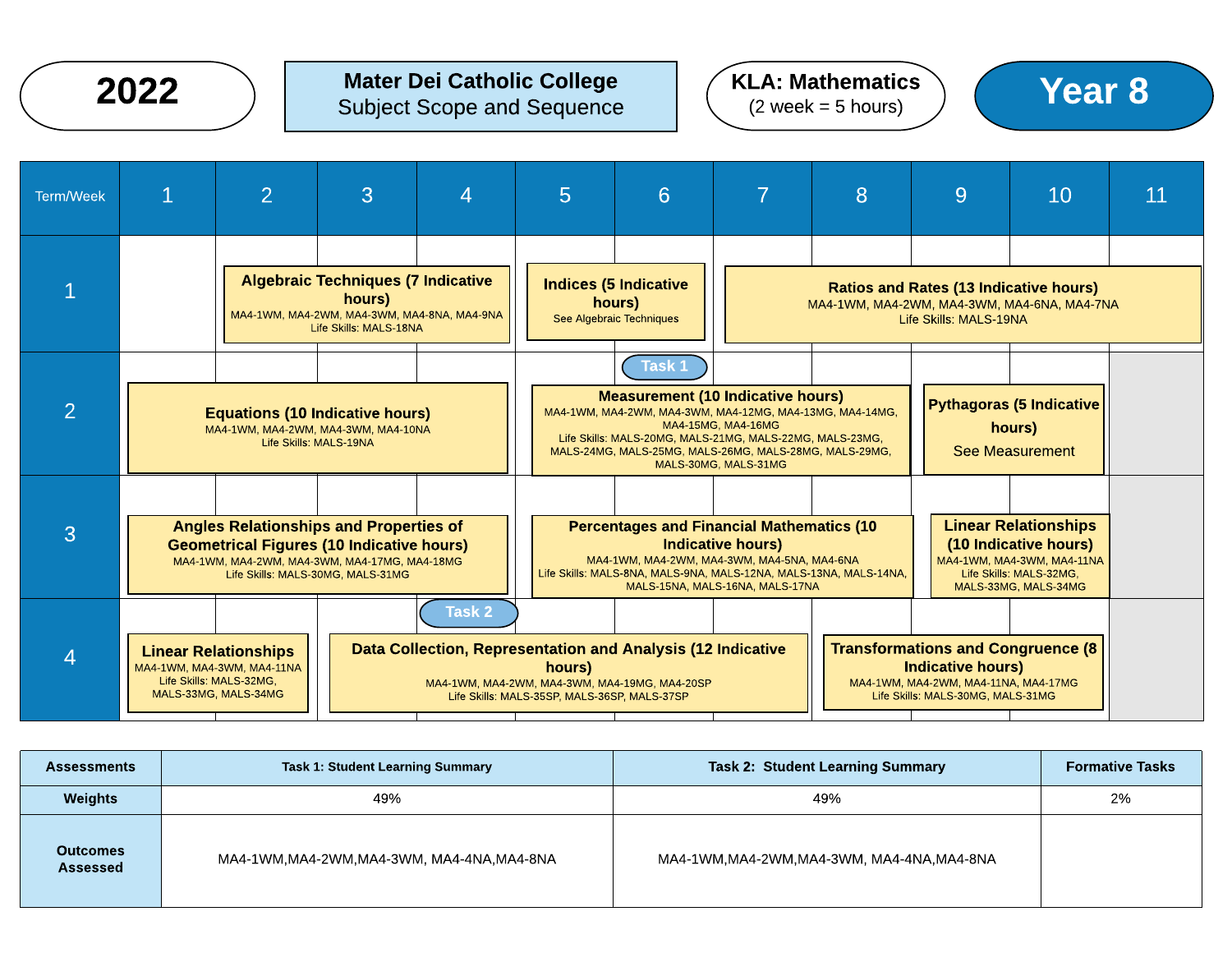**2022** | **Mater Dei Catholic College** Subject Scope and Sequence | **KLA: Mathematics** (2 week = 5 hours) | **Year 8**

| Term/Week | 1 | 2 | 3 | 4 | 5 | 6 | 7 | 8 | 9 | 10 | 11 |
|---|---|---|---|---|---|---|---|---|---|---|---|
| 1 | | **Algebraic Techniques (7 Indicative hours)** MA4-1WM, MA4-2WM, MA4-3WM, MA4-8NA, MA4-9NA Life Skills: MALS-18NA | | | **Indices (5 Indicative hours)** See Algebraic Techniques | | **Ratios and Rates (13 Indicative hours)** MA4-1WM, MA4-2WM, MA4-3WM, MA4-6NA, MA4-7NA Life Skills: MALS-19NA | | | | |
| 2 | **Equations (10 Indicative hours)** MA4-1WM, MA4-2WM, MA4-3WM, MA4-10NA Life Skills: MALS-19NA | | | | **Measurement (10 Indicative hours)** MA4-1WM, MA4-2WM, MA4-3WM, MA4-12MG, MA4-13MG, MA4-14MG, MA4-15MG, MA4-16MG Life Skills: MALS-20MG, MALS-21MG, MALS-22MG, MALS-23MG, MALS-24MG, MALS-25MG, MALS-26MG, MALS-28MG, MALS-29MG, MALS-30MG, MALS-31MG | Task 1 | | | **Pythagoras (5 Indicative hours)** See Measurement | | |
| 3 | **Angles Relationships and Properties of Geometrical Figures (10 Indicative hours)** MA4-1WM, MA4-2WM, MA4-3WM, MA4-17MG, MA4-18MG Life Skills: MALS-30MG, MALS-31MG | | | | **Percentages and Financial Mathematics (10 Indicative hours)** MA4-1WM, MA4-2WM, MA4-3WM, MA4-5NA, MA4-6NA Life Skills: MALS-8NA, MALS-9NA, MALS-12NA, MALS-13NA, MALS-14NA, MALS-15NA, MALS-16NA, MALS-17NA | | | | **Linear Relationships (10 Indicative hours)** MA4-1WM, MA4-3WM, MA4-11NA Life Skills: MALS-32MG, MALS-33MG, MALS-34MG | | |
| 4 | **Linear Relationships** MA4-1WM, MA4-3WM, MA4-11NA Life Skills: MALS-32MG, MALS-33MG, MALS-34MG | | **Data Collection, Representation and Analysis (12 Indicative hours)** MA4-1WM, MA4-2WM, MA4-3WM, MA4-19MG, MA4-20SP Life Skills: MALS-35SP, MALS-36SP, MALS-37SP | Task 2 | | | | **Transformations and Congruence (8 Indicative hours)** MA4-1WM, MA4-2WM, MA4-11NA, MA4-17MG Life Skills: MALS-30MG, MALS-31MG | | | |

| Assessments | Task 1: Student Learning Summary | Task 2: Student Learning Summary | Formative Tasks |
|---|---|---|---|
| Weights | 49% | 49% | 2% |
| Outcomes Assessed | MA4-1WM,MA4-2WM,MA4-3WM, MA4-4NA,MA4-8NA | MA4-1WM,MA4-2WM,MA4-3WM, MA4-4NA,MA4-8NA | |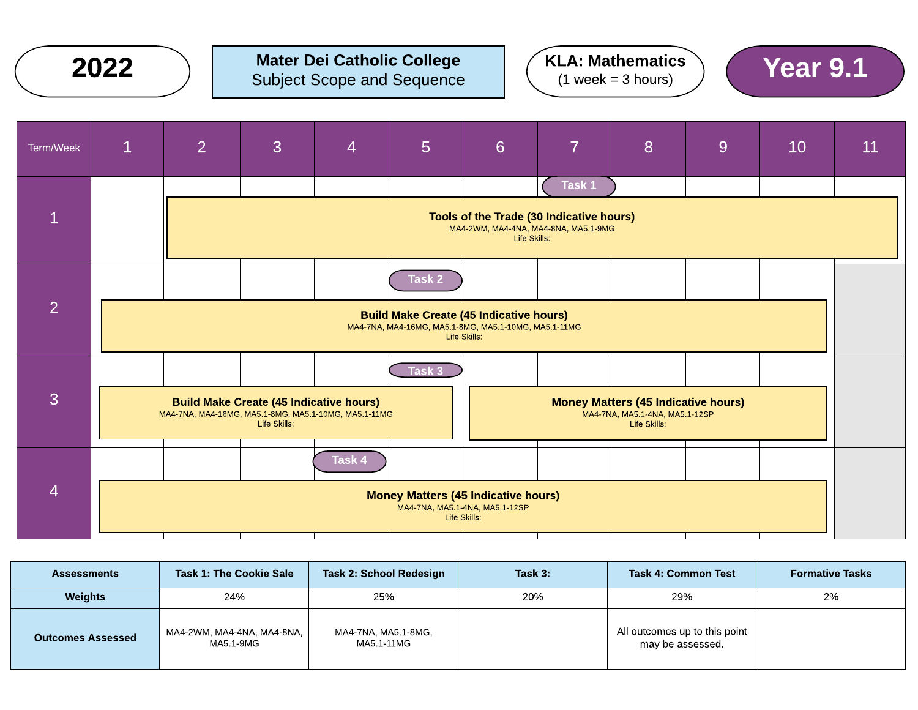**2022**

**Mater Dei Catholic College**
Subject Scope and Sequence

**KLA: Mathematics**
(1 week = 3 hours)

**Year 9.1**

| Term/Week | 1 | 2 | 3 | 4 | 5 | 6 | 7 | 8 | 9 | 10 | 11 |
|---|---|---|---|---|---|---|---|---|---|---|---|
| 1 | | **Tools of the Trade (30 Indicative hours)** MA4-2WM, MA4-4NA, MA4-8NA, MA5.1-9MG Life Skills: | | | | | Task 1 | | | | |
| 2 | **Build Make Create (45 Indicative hours)** MA4-7NA, MA4-16MG, MA5.1-8MG, MA5.1-10MG, MA5.1-11MG Life Skills: | | | | Task 2 | | | | | | |
| 3 | **Build Make Create (45 Indicative hours)** MA4-7NA, MA4-16MG, MA5.1-8MG, MA5.1-10MG, MA5.1-11MG Life Skills: | | | | Task 3 | **Money Matters (45 Indicative hours)** MA4-7NA, MA5.1-4NA, MA5.1-12SP Life Skills: | | | | | |
| 4 | **Money Matters (45 Indicative hours)** MA4-7NA, MA5.1-4NA, MA5.1-12SP Life Skills: | | | Task 4 | | | | | | | |

| Assessments | Task 1: The Cookie Sale | Task 2: School Redesign | Task 3: | Task 4: Common Test | Formative Tasks |
|---|---|---|---|---|---|
| **Weights** | 24% | 25% | 20% | 29% | 2% |
| **Outcomes Assessed** | MA4-2WM, MA4-4NA, MA4-8NA, MA5.1-9MG | MA4-7NA, MA5.1-8MG, MA5.1-11MG | | All outcomes up to this point may be assessed. | |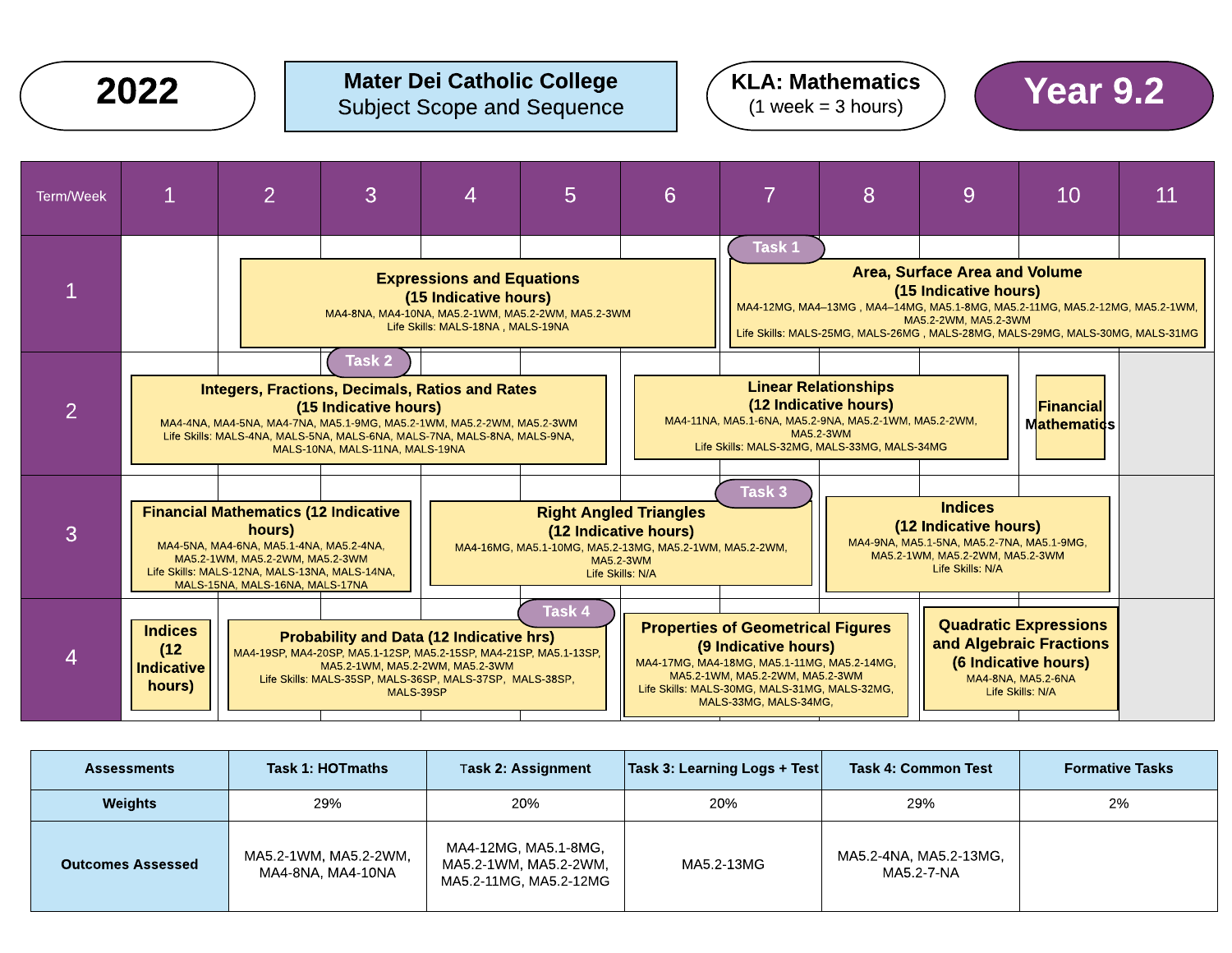**2022**

**Mater Dei Catholic College**
Subject Scope and Sequence

**KLA: Mathematics**
(1 week = 3 hours)

**Year 9.2**

| Term/Week | 1 | 2 | 3 | 4 | 5 | 6 | 7 | 8 | 9 | 10 | 11 |
|---|---|---|---|---|---|---|---|---|---|---|---|
| 1 | | **Expressions and Equations (15 Indicative hours)** MA4-8NA, MA4-10NA, MA5.2-1WM, MA5.2-2WM, MA5.2-3WM Life Skills: MALS-18NA , MALS-19NA | | | | | **Task 1** **Area, Surface Area and Volume (15 Indicative hours)** MA4-12MG, MA4–13MG , MA4–14MG, MA5.1-8MG, MA5.2-11MG, MA5.2-12MG, MA5.2-1WM, MA5.2-2WM, MA5.2-3WM Life Skills: MALS-25MG, MALS-26MG , MALS-28MG, MALS-29MG, MALS-30MG, MALS-31MG | | | | |
| 2 | **Integers, Fractions, Decimals, Ratios and Rates (15 Indicative hours)** MA4-4NA, MA4-5NA, MA4-7NA, MA5.1-9MG, MA5.2-1WM, MA5.2-2WM, MA5.2-3WM Life Skills: MALS-4NA, MALS-5NA, MALS-6NA, MALS-7NA, MALS-8NA, MALS-9NA, MALS-10NA, MALS-11NA, MALS-19NA | | **Task 2** | | | **Linear Relationships (12 Indicative hours)** MA4-11NA, MA5.1-6NA, MA5.2-9NA, MA5.2-1WM, MA5.2-2WM, MA5.2-3WM Life Skills: MALS-32MG, MALS-33MG, MALS-34MG | | | | **Financial Mathematics** | |
| 3 | **Financial Mathematics (12 Indicative hours)** MA4-5NA, MA4-6NA, MA5.1-4NA, MA5.2-4NA, MA5.2-1WM, MA5.2-2WM, MA5.2-3WM Life Skills: MALS-12NA, MALS-13NA, MALS-14NA, MALS-15NA, MALS-16NA, MALS-17NA | | | **Right Angled Triangles (12 Indicative hours)** MA4-16MG, MA5.1-10MG, MA5.2-13MG, MA5.2-1WM, MA5.2-2WM, MA5.2-3WM Life Skills: N/A | | | **Task 3** | **Indices (12 Indicative hours)** MA4-9NA, MA5.1-5NA, MA5.2-7NA, MA5.1-9MG, MA5.2-1WM, MA5.2-2WM, MA5.2-3WM Life Skills: N/A | | | |
| 4 | **Indices (12 Indicative hours)** | **Probability and Data (12 Indicative hrs)** MA4-19SP, MA4-20SP, MA5.1-12SP, MA5.2-15SP, MA4-21SP, MA5.1-13SP, MA5.2-1WM, MA5.2-2WM, MA5.2-3WM Life Skills: MALS-35SP, MALS-36SP, MALS-37SP, MALS-38SP, MALS-39SP | | | **Task 4** | **Properties of Geometrical Figures (9 Indicative hours)** MA4-17MG, MA4-18MG, MA5.1-11MG, MA5.2-14MG, MA5.2-1WM, MA5.2-2WM, MA5.2-3WM Life Skills: MALS-30MG, MALS-31MG, MALS-32MG, MALS-33MG, MALS-34MG, | | | **Quadratic Expressions and Algebraic Fractions (6 Indicative hours)** MA4-8NA, MA5.2-6NA Life Skills: N/A | | |

| Assessments | Task 1: HOTmaths | Task 2: Assignment | Task 3: Learning Logs + Test | Task 4: Common Test | Formative Tasks |
|---|---|---|---|---|---|
| **Weights** | 29% | 20% | 20% | 29% | 2% |
| **Outcomes Assessed** | MA5.2-1WM, MA5.2-2WM, MA4-8NA, MA4-10NA | MA4-12MG, MA5.1-8MG, MA5.2-1WM, MA5.2-2WM, MA5.2-11MG, MA5.2-12MG | MA5.2-13MG | MA5.2-4NA, MA5.2-13MG, MA5.2-7-NA | |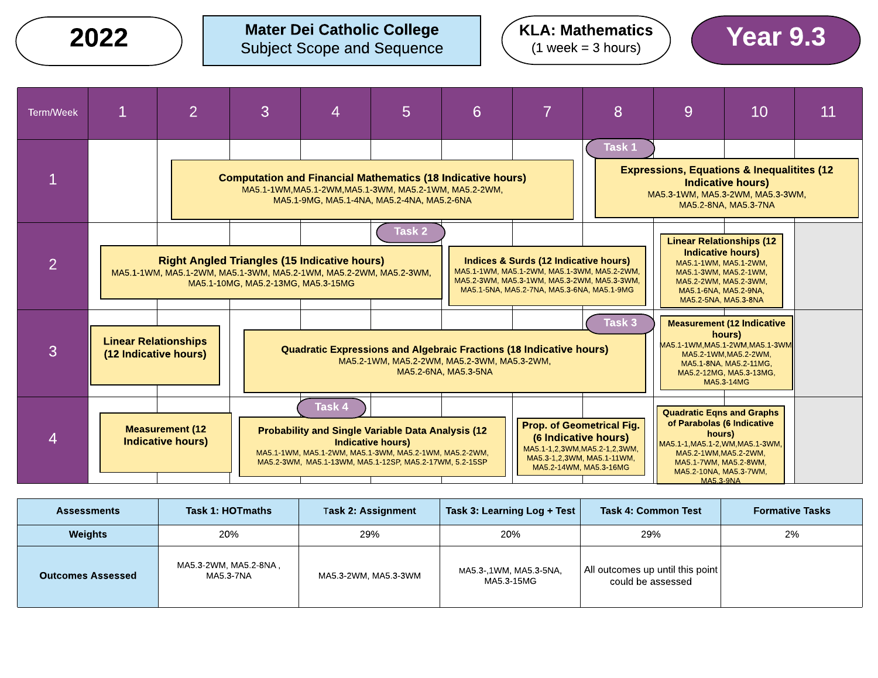| 2022 | Mater Dei Catholic College Subject Scope and Sequence | KLA: Mathematics (1 week = 3 hours) | Year 9.3 |
|---|---|---|---|

| Term/Week | 1 | 2 | 3 | 4 | 5 | 6 | 7 | 8 | 9 | 10 | 11 |
|---|---|---|---|---|---|---|---|---|---|---|---|
| 1 | | **Computation and Financial Mathematics (18 Indicative hours)** MA5.1-1WM,MA5.1-2WM,MA5.1-3WM, MA5.2-1WM, MA5.2-2WM, MA5.1-9MG, MA5.1-4NA, MA5.2-4NA, MA5.2-6NA | | | | | | Task 1 **Expressions, Equations & Inequalitites (12 Indicative hours)** MA5.3-1WM, MA5.3-2WM, MA5.3-3WM, MA5.2-8NA, MA5.3-7NA | | | |
| 2 | **Right Angled Triangles (15 Indicative hours)** MA5.1-1WM, MA5.1-2WM, MA5.1-3WM, MA5.2-1WM, MA5.2-2WM, MA5.2-3WM, MA5.1-10MG, MA5.2-13MG, MA5.3-15MG | | | | Task 2 | **Indices & Surds (12 Indicative hours)** MA5.1-1WM, MA5.1-2WM, MA5.1-3WM, MA5.2-2WM, MA5.2-3WM, MA5.3-1WM, MA5.3-2WM, MA5.3-3WM, MA5.1-5NA, MA5.2-7NA, MA5.3-6NA, MA5.1-9MG | | | **Linear Relationships (12 Indicative hours)** MA5.1-1WM, MA5.1-2WM, MA5.1-3WM, MA5.2-1WM, MA5.2-2WM, MA5.2-3WM, MA5.1-6NA, MA5.2-9NA, MA5.2-5NA, MA5.3-8NA | | |
| 3 | **Linear Relationships (12 Indicative hours)** | | **Quadratic Expressions and Algebraic Fractions (18 Indicative hours)** MA5.2-1WM, MA5.2-2WM, MA5.2-3WM, MA5.3-2WM, MA5.2-6NA, MA5.3-5NA | | | | | Task 3 | **Measurement (12 Indicative hours)** MA5.1-1WM,MA5.1-2WM,MA5.1-3WM MA5.2-1WM,MA5.2-2WM, MA5.1-8NA, MA5.2-11MG, MA5.2-12MG, MA5.3-13MG, MA5.3-14MG | | |
| 4 | **Measurement (12 Indicative hours)** | | **Probability and Single Variable Data Analysis (12 Indicative hours)** MA5.1-1WM, MA5.1-2WM, MA5.1-3WM, MA5.2-1WM, MA5.2-2WM, MA5.2-3WM, MA5.1-13WM, MA5.1-12SP, MA5.2-17WM, 5.2-15SP | Task 4 | | | **Prop. of Geometrical Fig. (6 Indicative hours)** MA5.1-1,2,3WM,MA5.2-1,2,3WM, MA5.3-1,2,3WM, MA5.1-11WM, MA5.2-14WM, MA5.3-16MG | | **Quadratic Eqns and Graphs of Parabolas (6 Indicative hours)** MA5.1-1,MA5.1-2,WM,MA5.1-3WM, MA5.2-1WM,MA5.2-2WM, MA5.1-7WM, MA5.2-8WM, MA5.2-10NA, MA5.3-7WM, MA5.3-9NA | | |

| Assessments | Task 1: HOTmaths | Task 2: Assignment | Task 3: Learning Log + Test | Task 4: Common Test | Formative Tasks |
|---|---|---|---|---|---|
| **Weights** | 20% | 29% | 20% | 29% | 2% |
| **Outcomes Assessed** | MA5.3-2WM, MA5.2-8NA , MA5.3-7NA | MA5.3-2WM, MA5.3-3WM | MA5.3-,1WM, MA5.3-5NA, MA5.3-15MG | All outcomes up until this point could be assessed | |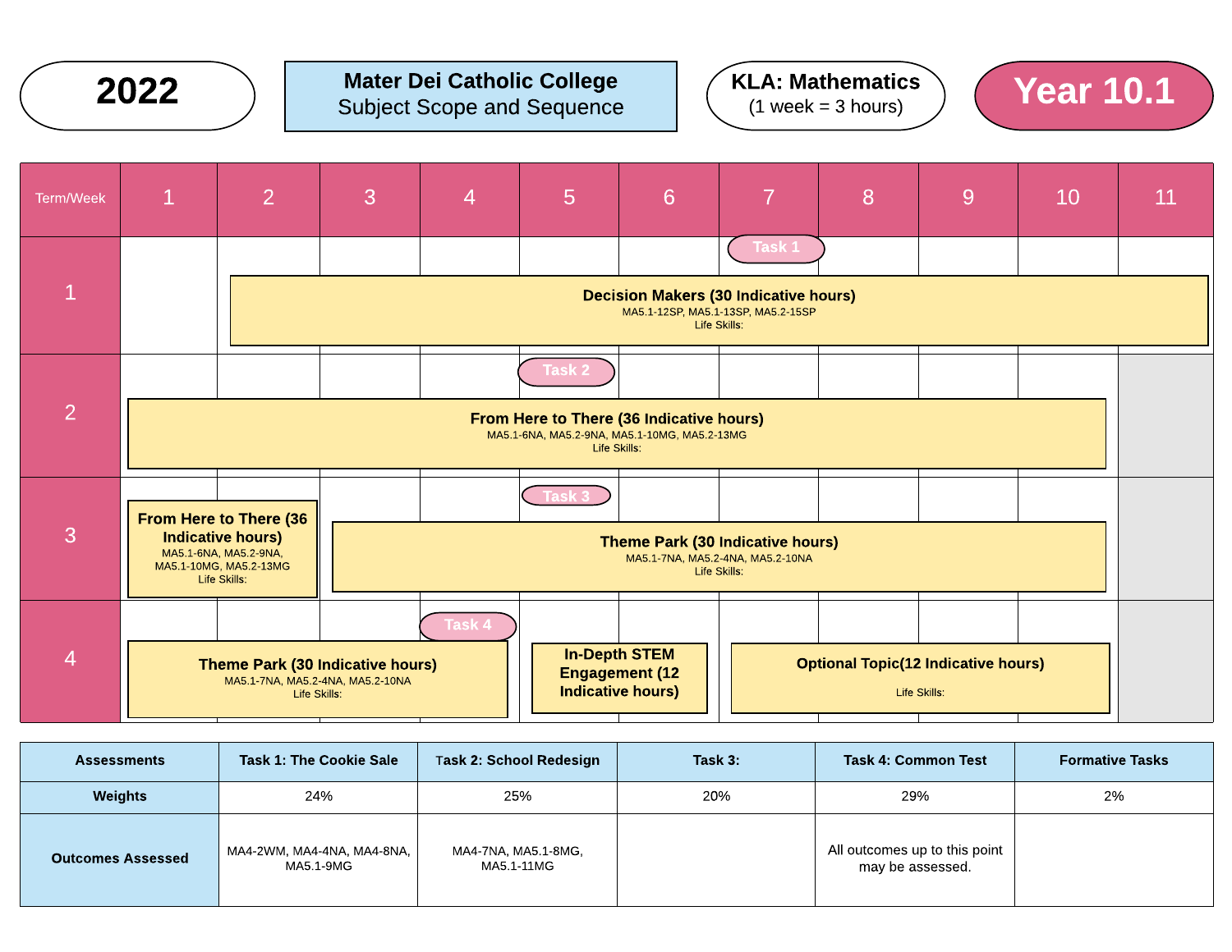**2022**

**Mater Dei Catholic College**
Subject Scope and Sequence

**KLA: Mathematics**
(1 week = 3 hours)

# Year 10.1

| Term/Week | 1 | 2 | 3 | 4 | 5 | 6 | 7 | 8 | 9 | 10 | 11 |
|---|---|---|---|---|---|---|---|---|---|---|---|
| 1 | | **Decision Makers (30 Indicative hours)** MA5.1-12SP, MA5.1-13SP, MA5.2-15SP Life Skills: | | | | | Task 1 | | | | |
| 2 | **From Here to There (36 Indicative hours)** MA5.1-6NA, MA5.2-9NA, MA5.1-10MG, MA5.2-13MG Life Skills: | | | | Task 2 | | | | | | |
| 3 | **From Here to There (36 Indicative hours)** MA5.1-6NA, MA5.2-9NA, MA5.1-10MG, MA5.2-13MG Life Skills: | | **Theme Park (30 Indicative hours)** MA5.1-7NA, MA5.2-4NA, MA5.2-10NA Life Skills: | | Task 3 | | | | | | |
| 4 | **Theme Park (30 Indicative hours)** MA5.1-7NA, MA5.2-4NA, MA5.2-10NA Life Skills: | | | Task 4 | **In-Depth STEM Engagement (12 Indicative hours)** | | **Optional Topic(12 Indicative hours)** Life Skills: | | | | |

| Assessments | Task 1: The Cookie Sale | Task 2: School Redesign | Task 3: | Task 4: Common Test | Formative Tasks |
|---|---|---|---|---|---|
| Weights | 24% | 25% | 20% | 29% | 2% |
| Outcomes Assessed | MA4-2WM, MA4-4NA, MA4-8NA, MA5.1-9MG | MA4-7NA, MA5.1-8MG, MA5.1-11MG | | All outcomes up to this point may be assessed. | |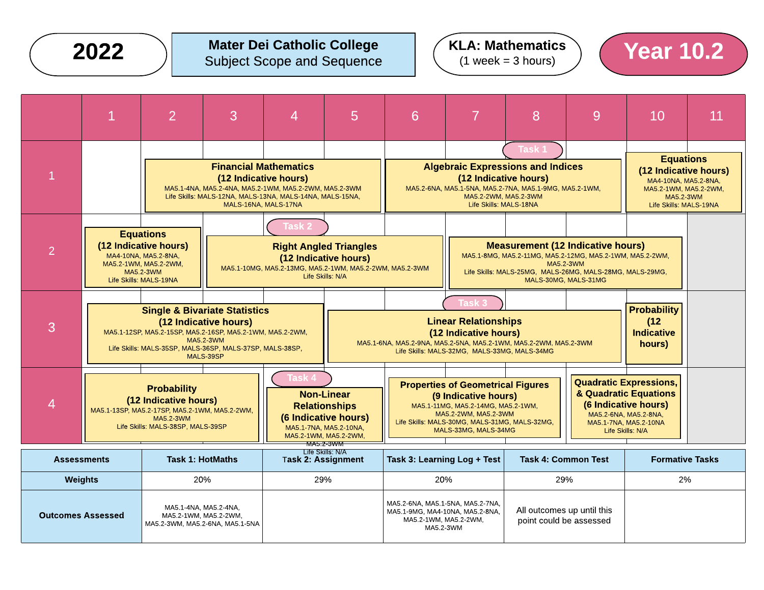# 2022

**Mater Dei Catholic College**
Subject Scope and Sequence

**KLA: Mathematics**
(1 week = 3 hours)

# Year 10.2

| Term | 1 | 2 | 3 | 4 | 5 | 6 | 7 | 8 | 9 | 10 | 11 |
|---|---|---|---|---|---|---|---|---|---|---|---|
| 1 | | **Financial Mathematics (12 Indicative hours)** MA5.1-4NA, MA5.2-4NA, MA5.2-1WM, MA5.2-2WM, MA5.2-3WM Life Skills: MALS-12NA, MALS-13NA, MALS-14NA, MALS-15NA, MALS-16NA, MALS-17NA | | | | **Algebraic Expressions and Indices (12 Indicative hours)** MA5.2-6NA, MA5.1-5NA, MA5.2-7NA, MA5.1-9MG, MA5.2-1WM, MA5.2-2WM, MA5.2-3WM Life Skills: MALS-18NA | | Task 1 | | **Equations (12 Indicative hours)** MA4-10NA, MA5.2-8NA, MA5.2-1WM, MA5.2-2WM, MA5.2-3WM Life Skills: MALS-19NA | |
| 2 | **Equations (12 Indicative hours)** MA4-10NA, MA5.2-8NA, MA5.2-1WM, MA5.2-2WM, MA5.2-3WM Life Skills: MALS-19NA | | Task 2 **Right Angled Triangles (12 Indicative hours)** MA5.1-10MG, MA5.2-13MG, MA5.2-1WM, MA5.2-2WM, MA5.2-3WM Life Skills: N/A | | | | **Measurement (12 Indicative hours)** MA5.1-8MG, MA5.2-11MG, MA5.2-12MG, MA5.2-1WM, MA5.2-2WM, MA5.2-3WM Life Skills: MALS-25MG, MALS-26MG, MALS-28MG, MALS-29MG, MALS-30MG, MALS-31MG | | | | |
| 3 | **Single & Bivariate Statistics (12 Indicative hours)** MA5.1-12SP, MA5.2-15SP, MA5.2-16SP, MA5.2-1WM, MA5.2-2WM, MA5.2-3WM Life Skills: MALS-35SP, MALS-36SP, MALS-37SP, MALS-38SP, MALS-39SP | | | | **Linear Relationships (12 Indicative hours)** MA5.1-6NA, MA5.2-9NA, MA5.2-5NA, MA5.2-1WM, MA5.2-2WM, MA5.2-3WM Life Skills: MALS-32MG, MALS-33MG, MALS-34MG | | Task 3 | | | **Probability (12 Indicative hours)** | |
| 4 | **Probability (12 Indicative hours)** MA5.1-13SP, MA5.2-17SP, MA5.2-1WM, MA5.2-2WM, MA5.2-3WM Life Skills: MALS-38SP, MALS-39SP | | | Task 4 **Non-Linear Relationships (6 Indicative hours)** MA5.1-7NA, MA5.2-10NA, MA5.2-1WM, MA5.2-2WM, MA5.2-3WM Life Skills: N/A | | **Properties of Geometrical Figures (9 Indicative hours)** MA5.1-11MG, MA5.2-14MG, MA5.2-1WM, MA5.2-2WM, MA5.2-3WM Life Skills: MALS-30MG, MALS-31MG, MALS-32MG, MALS-33MG, MALS-34MG | | | **Quadratic Expressions, & Quadratic Equations (6 Indicative hours)** MA5.2-6NA, MA5.2-8NA, MA5.1-7NA, MA5.2-10NA Life Skills: N/A | | |

| Assessments | Task 1: HotMaths | Task 2: Assignment | Task 3: Learning Log + Test | Task 4: Common Test | Formative Tasks |
|---|---|---|---|---|---|
| Weights | 20% | 29% | 20% | 29% | 2% |
| Outcomes Assessed | MA5.1-4NA, MA5.2-4NA, MA5.2-1WM, MA5.2-2WM, MA5.2-3WM, MA5.2-6NA, MA5.1-5NA | | MA5.2-6NA, MA5.1-5NA, MA5.2-7NA, MA5.1-9MG, MA4-10NA, MA5.2-8NA, MA5.2-1WM, MA5.2-2WM, MA5.2-3WM | All outcomes up until this point could be assessed | |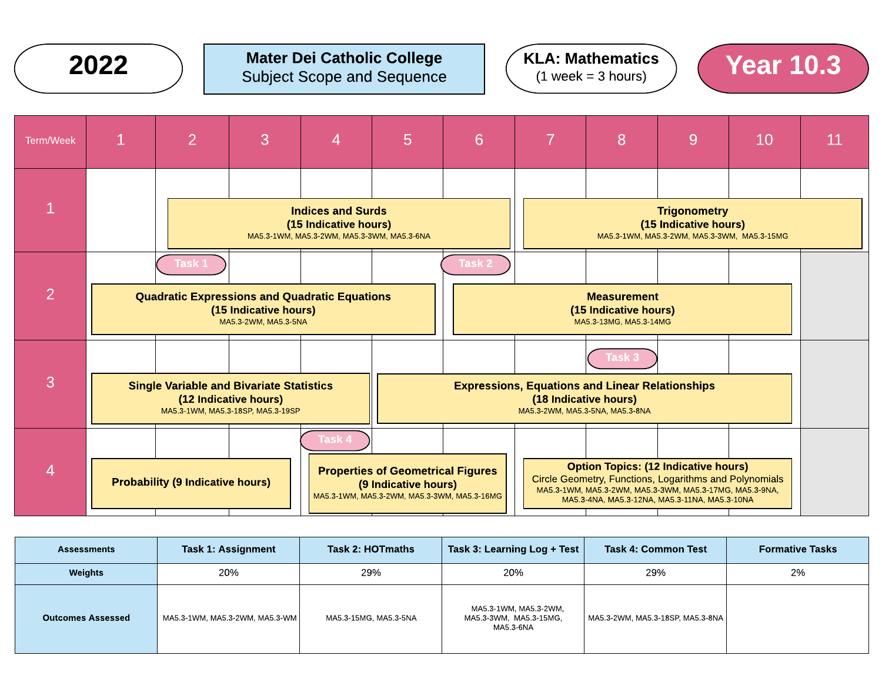**2022**

**Mater Dei Catholic College**
Subject Scope and Sequence

**KLA: Mathematics**
(1 week = 3 hours)

# Year 10.3

| Term/Week | 1 | 2 | 3 | 4 | 5 | 6 | 7 | 8 | 9 | 10 | 11 |
|---|---|---|---|---|---|---|---|---|---|---|---|
| 1 | | **Indices and Surds (15 Indicative hours)** MA5.3-1WM, MA5.3-2WM, MA5.3-3WM, MA5.3-6NA | | | | | **Trigonometry (15 Indicative hours)** MA5.3-1WM, MA5.3-2WM, MA5.3-3WM, MA5.3-15MG | | | | |
| 2 | **Quadratic Expressions and Quadratic Equations (15 Indicative hours)** MA5.3-2WM, MA5.3-5NA | Task 1 | | | | Task 2 / **Measurement (15 Indicative hours)** MA5.3-13MG, MA5.3-14MG | | | | | |
| 3 | **Single Variable and Bivariate Statistics (12 Indicative hours)** MA5.3-1WM, MA5.3-18SP, MA5.3-19SP | | | | **Expressions, Equations and Linear Relationships (18 Indicative hours)** MA5.3-2WM, MA5.3-5NA, MA5.3-8NA | | | Task 3 | | | |
| 4 | **Probability (9 Indicative hours)** | | | Task 4 / **Properties of Geometrical Figures (9 Indicative hours)** MA5.3-1WM, MA5.3-2WM, MA5.3-3WM, MA5.3-16MG | | | **Option Topics: (12 Indicative hours)** Circle Geometry, Functions, Logarithms and Polynomials MA5.3-1WM, MA5.3-2WM, MA5.3-3WM, MA5.3-17MG, MA5.3-9NA, MA5.3-4NA, MA5.3-12NA, MA5.3-11NA, MA5.3-10NA | | | | |

| Assessments | Task 1: Assignment | Task 2: HOTmaths | Task 3: Learning Log + Test | Task 4: Common Test | Formative Tasks |
|---|---|---|---|---|---|
| Weights | 20% | 29% | 20% | 29% | 2% |
| Outcomes Assessed | MA5.3-1WM, MA5.3-2WM, MA5.3-WM | MA5.3-15MG, MA5.3-5NA | MA5.3-1WM, MA5.3-2WM, MA5.3-3WM, MA5.3-15MG, MA5.3-6NA | MA5.3-2WM, MA5.3-18SP, MA5.3-8NA | |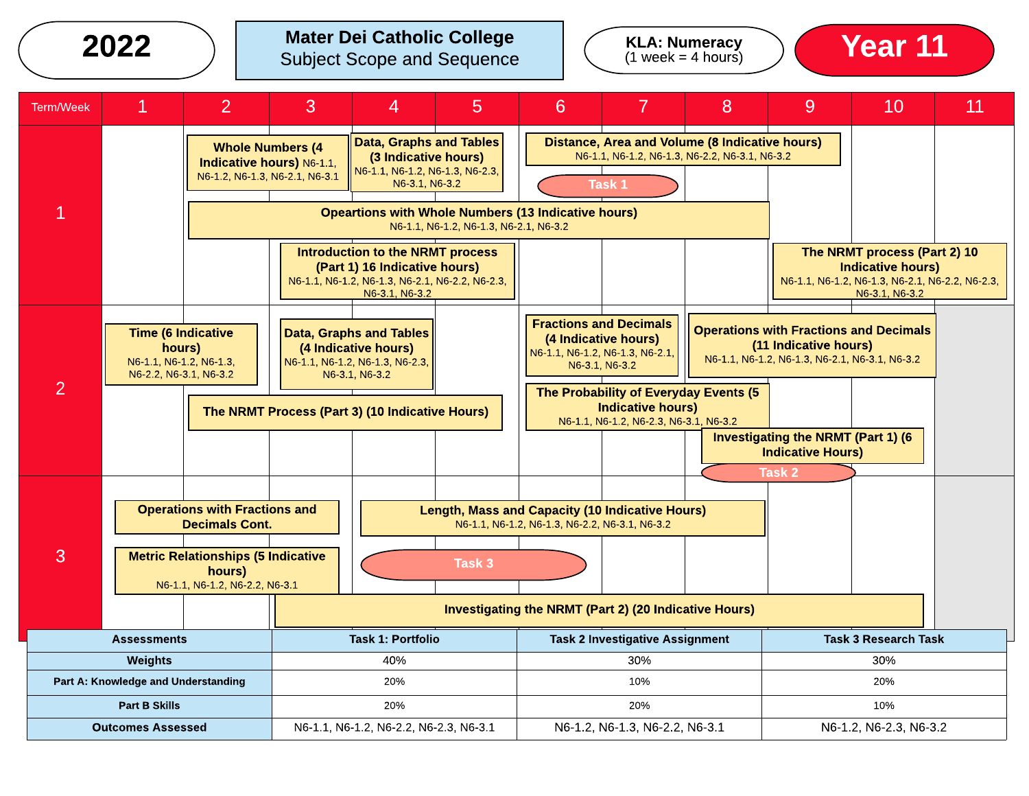**2022**

**Mater Dei Catholic College**
Subject Scope and Sequence

**KLA: Numeracy**
(1 week = 4 hours)

# Year 11

| Term/Week | 1 | 2 | 3 | 4 | 5 | 6 | 7 | 8 | 9 | 10 | 11 |
|---|---|---|---|---|---|---|---|---|---|---|---|
| 1 | | **Whole Numbers (4 Indicative hours)** N6-1.1, N6-1.2, N6-1.3, N6-2.1, N6-3.1 | | **Data, Graphs and Tables (3 Indicative hours)** N6-1.1, N6-1.2, N6-1.3, N6-2.3, N6-3.1, N6-3.2 | | **Distance, Area and Volume (8 Indicative hours)** N6-1.1, N6-1.2, N6-1.3, N6-2.2, N6-3.1, N6-3.2 | | | | | |
| | | | | | | Task 1 | | | | | |
| | | **Oepartions with Whole Numbers (13 Indicative hours)** N6-1.1, N6-1.2, N6-1.3, N6-2.1, N6-3.2 | | | | | | | | | |
| | | | **Introduction to the NRMT process (Part 1) 16 Indicative hours)** N6-1.1, N6-1.2, N6-1.3, N6-2.1, N6-2.2, N6-2.3, N6-3.1, N6-3.2 | | | | | | **The NRMT process (Part 2) 10 Indicative hours)** N6-1.1, N6-1.2, N6-1.3, N6-2.1, N6-2.2, N6-2.3, N6-3.1, N6-3.2 | | |
| 2 | **Time (6 Indicative hours)** N6-1.1, N6-1.2, N6-1.3, N6-2.2, N6-3.1, N6-3.2 | | **Data, Graphs and Tables (4 Indicative hours)** N6-1.1, N6-1.2, N6-1.3, N6-2.3, N6-3.1, N6-3.2 | | | **Fractions and Decimals (4 Indicative hours)** N6-1.1, N6-1.2, N6-1.3, N6-2.1, N6-3.1, N6-3.2 | | **Operations with Fractions and Decimals (11 Indicative hours)** N6-1.1, N6-1.2, N6-1.3, N6-2.1, N6-3.1, N6-3.2 | | | |
| | | **The NRMT Process (Part 3) (10 Indicative Hours)** | | | | **The Probability of Everyday Events (5 Indicative hours)** N6-1.1, N6-1.2, N6-2.3, N6-3.1, N6-3.2 | | | | | |
| | | | | | | | | **Investigating the NRMT (Part 1) (6 Indicative Hours)** | | | |
| | | | | | | | | Task 2 | | | |
| 3 | **Operations with Fractions and Decimals Cont.** | | | **Length, Mass and Capacity (10 Indicative Hours)** N6-1.1, N6-1.2, N6-1.3, N6-2.2, N6-3.1, N6-3.2 | | | | | | | |
| | **Metric Relationships (5 Indicative hours)** N6-1.1, N6-1.2, N6-2.2, N6-3.1 | | | Task 3 | | | | | | | |
| | | | **Investigating the NRMT (Part 2) (20 Indicative Hours)** | | | | | | | | |

| Assessments | Task 1: Portfolio | Task 2 Investigative Assignment | Task 3 Research Task |
|---|---|---|---|
| **Weights** | 40% | 30% | 30% |
| **Part A: Knowledge and Understanding** | 20% | 10% | 20% |
| **Part B Skills** | 20% | 20% | 10% |
| **Outcomes Assessed** | N6-1.1, N6-1.2, N6-2.2, N6-2.3, N6-3.1 | N6-1.2, N6-1.3, N6-2.2, N6-3.1 | N6-1.2, N6-2.3, N6-3.2 |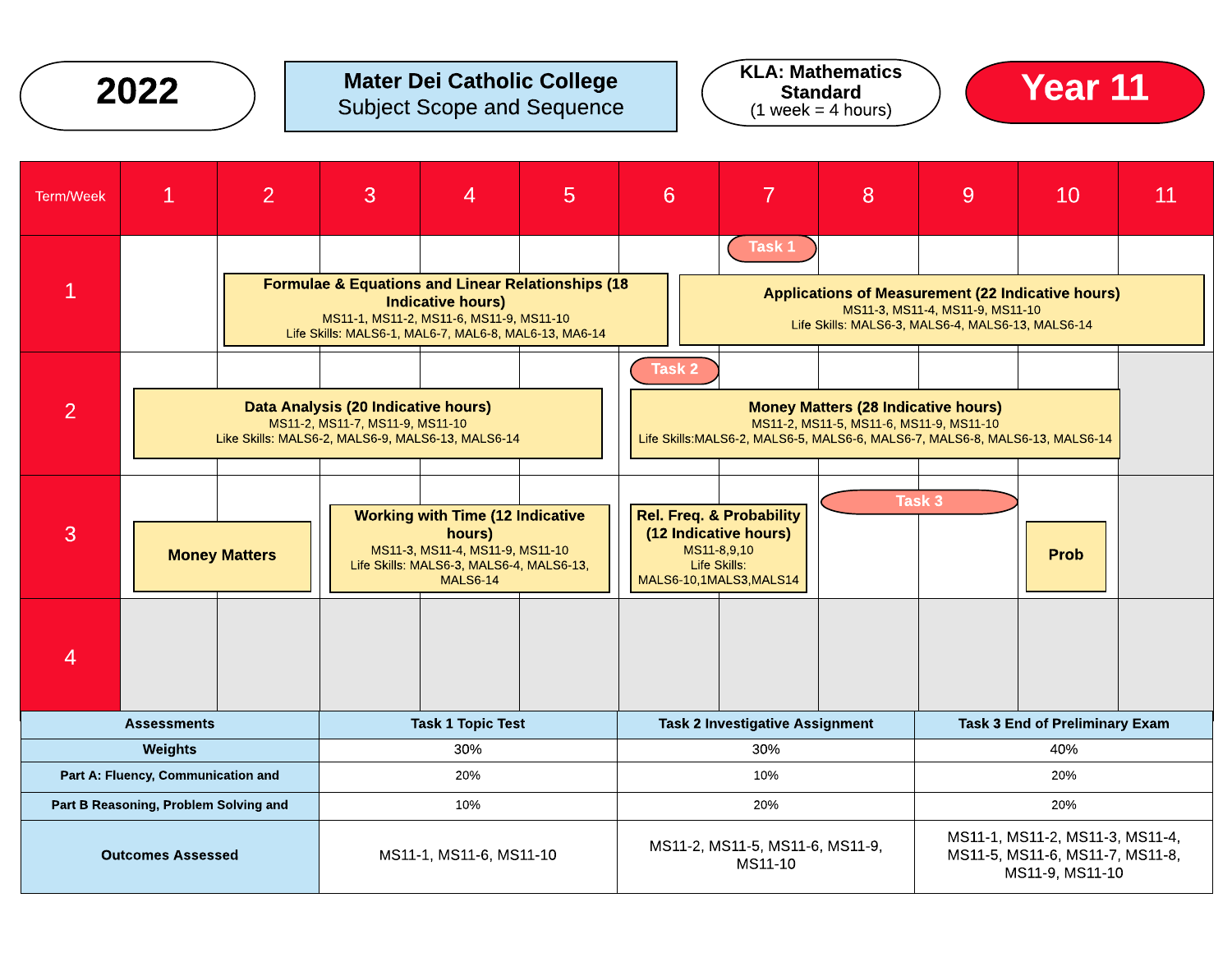**2022**

**Mater Dei Catholic College**
Subject Scope and Sequence

**KLA: Mathematics Standard**
(1 week = 4 hours)

**Year 11**

| Term/Week | 1 | 2 | 3 | 4 | 5 | 6 | 7 | 8 | 9 | 10 | 11 |
|---|---|---|---|---|---|---|---|---|---|---|---|
| 1 | | **Formulae & Equations and Linear Relationships (18 Indicative hours)** MS11-1, MS11-2, MS11-6, MS11-9, MS11-10 Life Skills: MALS6-1, MAL6-7, MAL6-8, MAL6-13, MA6-14 | | | | | Task 1 **Applications of Measurement (22 Indicative hours)** MS11-3, MS11-4, MS11-9, MS11-10 Life Skills: MALS6-3, MALS6-4, MALS6-13, MALS6-14 | | | | |
| 2 | **Data Analysis (20 Indicative hours)** MS11-2, MS11-7, MS11-9, MS11-10 Like Skills: MALS6-2, MALS6-9, MALS6-13, MALS6-14 | | | | | Task 2 **Money Matters (28 Indicative hours)** MS11-2, MS11-5, MS11-6, MS11-9, MS11-10 Life Skills:MALS6-2, MALS6-5, MALS6-6, MALS6-7, MALS6-8, MALS6-13, MALS6-14 | | | | | |
| 3 | **Money Matters** | | **Working with Time (12 Indicative hours)** MS11-3, MS11-4, MS11-9, MS11-10 Life Skills: MALS6-3, MALS6-4, MALS6-13, MALS6-14 | | | **Rel. Freq. & Probability (12 Indicative hours)** MS11-8,9,10 Life Skills: MALS6-10,1MALS3,MALS14 | | Task 3 | | **Prob** | |
| 4 | | | | | | | | | | | |

| Assessments | Task 1 Topic Test | Task 2 Investigative Assignment | Task 3 End of Preliminary Exam |
|---|---|---|---|
| Weights | 30% | 30% | 40% |
| Part A: Fluency, Communication and | 20% | 10% | 20% |
| Part B Reasoning, Problem Solving and | 10% | 20% | 20% |
| Outcomes Assessed | MS11-1, MS11-6, MS11-10 | MS11-2, MS11-5, MS11-6, MS11-9, MS11-10 | MS11-1, MS11-2, MS11-3, MS11-4, MS11-5, MS11-6, MS11-7, MS11-8, MS11-9, MS11-10 |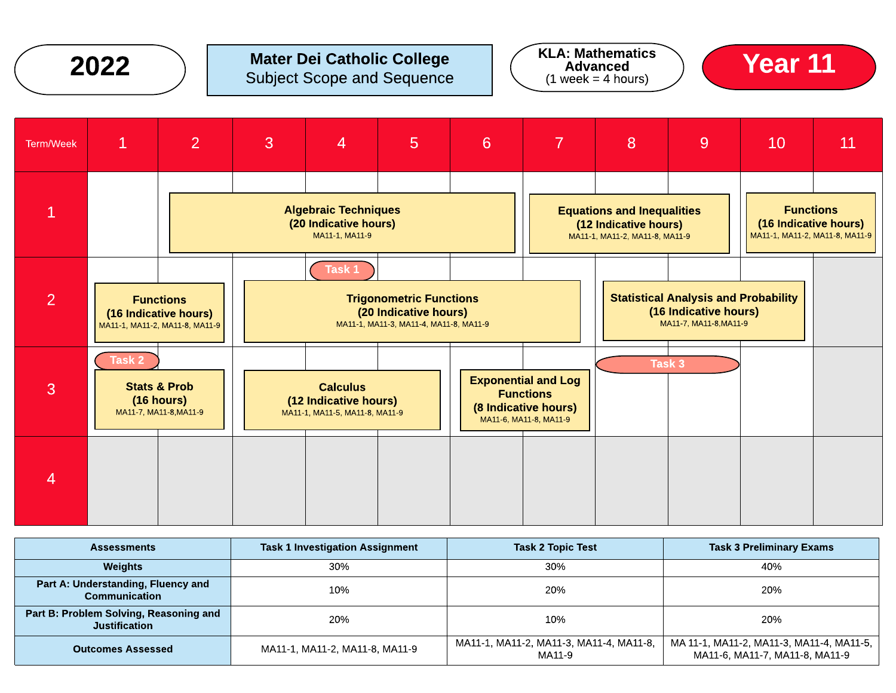**2022**

**Mater Dei Catholic College**
Subject Scope and Sequence

**KLA: Mathematics Advanced**
(1 week = 4 hours)

**Year 11**

| Term/Week | 1 | 2 | 3 | 4 | 5 | 6 | 7 | 8 | 9 | 10 | 11 |
|---|---|---|---|---|---|---|---|---|---|---|---|
| 1 | | **Algebraic Techniques (20 Indicative hours)** MA11-1, MA11-9 | | | | | **Equations and Inequalities (12 Indicative hours)** MA11-1, MA11-2, MA11-8, MA11-9 | | | **Functions (16 Indicative hours)** MA11-1, MA11-2, MA11-8, MA11-9 | |
| 2 | **Functions (16 Indicative hours)** MA11-1, MA11-2, MA11-8, MA11-9 | | **Trigonometric Functions (20 Indicative hours)** MA11-1, MA11-3, MA11-4, MA11-8, MA11-9 | Task 1 | | | | **Statistical Analysis and Probability (16 Indicative hours)** MA11-7, MA11-8,MA11-9 | | | |
| 3 | Task 2 **Stats & Prob (16 hours)** MA11-7, MA11-8,MA11-9 | | **Calculus (12 Indicative hours)** MA11-1, MA11-5, MA11-8, MA11-9 | | | **Exponential and Log Functions (8 Indicative hours)** MA11-6, MA11-8, MA11-9 | | Task 3 | Task 3 | | |
| 4 | | | | | | | | | | | |

| Assessments | Task 1 Investigation Assignment | Task 2 Topic Test | Task 3 Preliminary Exams |
|---|---|---|---|
| Weights | 30% | 30% | 40% |
| Part A: Understanding, Fluency and Communication | 10% | 20% | 20% |
| Part B: Problem Solving, Reasoning and Justification | 20% | 10% | 20% |
| Outcomes Assessed | MA11-1, MA11-2, MA11-8, MA11-9 | MA11-1, MA11-2, MA11-3, MA11-4, MA11-8, MA11-9 | MA 11-1, MA11-2, MA11-3, MA11-4, MA11-5, MA11-6, MA11-7, MA11-8, MA11-9 |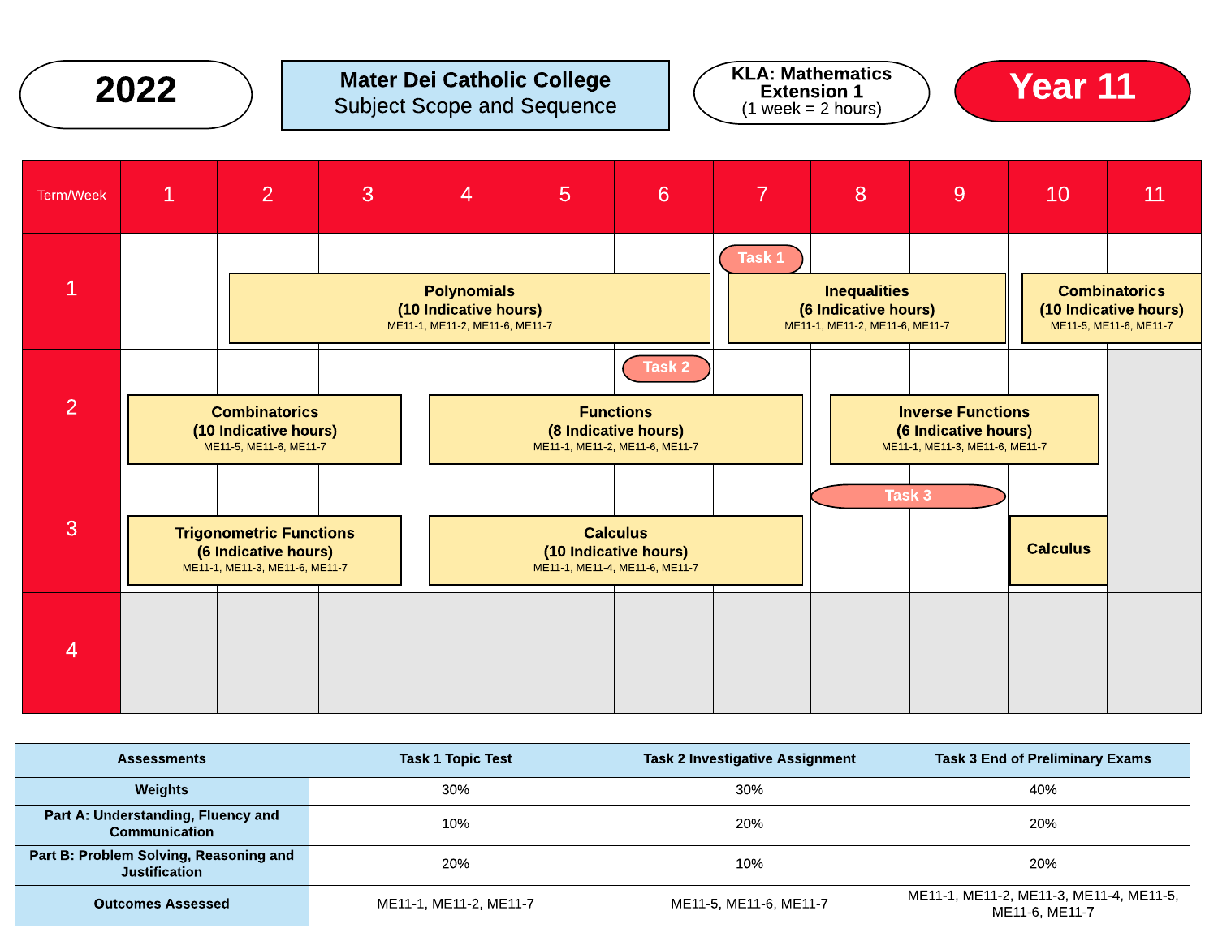**2022**

**Mater Dei Catholic College**
Subject Scope and Sequence

**KLA: Mathematics Extension 1**
(1 week = 2 hours)

**Year 11**

| Term/Week | 1 | 2 | 3 | 4 | 5 | 6 | 7 | 8 | 9 | 10 | 11 |
|---|---|---|---|---|---|---|---|---|---|---|---|
| 1 | | **Polynomials (10 Indicative hours)** ME11-1, ME11-2, ME11-6, ME11-7 | | | | | Task 1; **Inequalities (6 Indicative hours)** ME11-1, ME11-2, ME11-6, ME11-7 | | | **Combinatorics (10 Indicative hours)** ME11-5, ME11-6, ME11-7 | |
| 2 | **Combinatorics (10 Indicative hours)** ME11-5, ME11-6, ME11-7 | | | **Functions (8 Indicative hours)** ME11-1, ME11-2, ME11-6, ME11-7 | | Task 2 | | **Inverse Functions (6 Indicative hours)** ME11-1, ME11-3, ME11-6, ME11-7 | | | |
| 3 | **Trigonometric Functions (6 Indicative hours)** ME11-1, ME11-3, ME11-6, ME11-7 | | | **Calculus (10 Indicative hours)** ME11-1, ME11-4, ME11-6, ME11-7 | | | | Task 3 | | **Calculus** | |
| 4 | | | | | | | | | | | |

| Assessments | Task 1 Topic Test | Task 2 Investigative Assignment | Task 3 End of Preliminary Exams |
|---|---|---|---|
| Weights | 30% | 30% | 40% |
| Part A: Understanding, Fluency and Communication | 10% | 20% | 20% |
| Part B: Problem Solving, Reasoning and Justification | 20% | 10% | 20% |
| Outcomes Assessed | ME11-1, ME11-2, ME11-7 | ME11-5, ME11-6, ME11-7 | ME11-1, ME11-2, ME11-3, ME11-4, ME11-5, ME11-6, ME11-7 |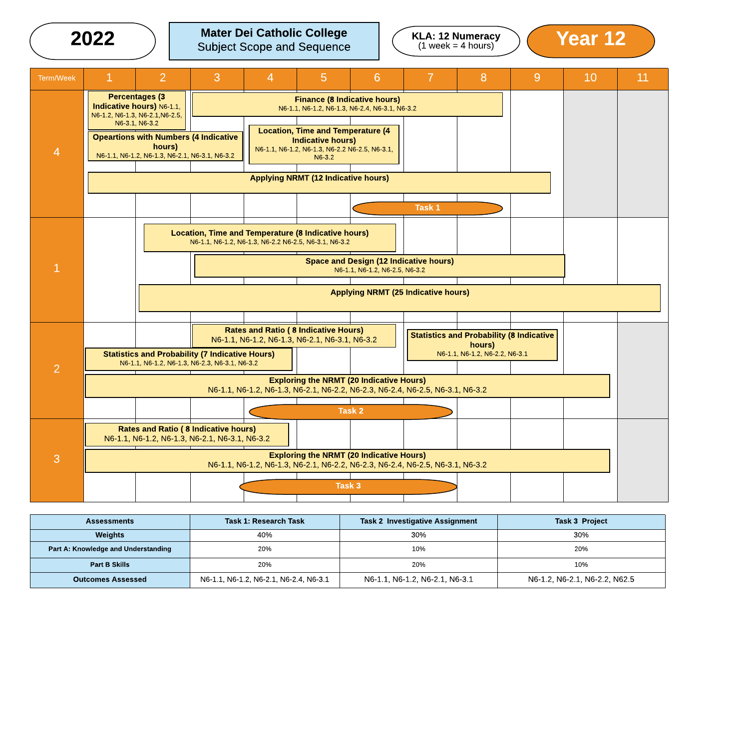# 2022

**Mater Dei Catholic College**
Subject Scope and Sequence

**KLA: 12 Numeracy**
(1 week = 4 hours)

# Year 12

| Term/Week | 1 | 2 | 3 | 4 | 5 | 6 | 7 | 8 | 9 | 10 | 11 |
|---|---|---|---|---|---|---|---|---|---|---|---|
| 4 | **Percentages (3 Indicative hours)** N6-1.1, N6-1.2, N6-1.3, N6-2.1,N6-2.5, N6-3.1, N6-3.2 | | **Finance (8 Indicative hours)** N6-1.1, N6-1.2, N6-1.3, N6-2.4, N6-3.1, N6-3.2 | | | | | | | | |
| | **Opeartions with Numbers (4 Indicative hours)** N6-1.1, N6-1.2, N6-1.3, N6-2.1, N6-3.1, N6-3.2 | | | **Location, Time and Temperature (4 Indicative hours)** N6-1.1, N6-1.2, N6-1.3, N6-2.2 N6-2.5, N6-3.1, N6-3.2 | | | | | | | |
| | **Applying NRMT (12 Indicative hours)** | | | | | | | | | | |
| | | | | | | **Task 1** | | | | | |
| 1 | | **Location, Time and Temperature (8 Indicative hours)** N6-1.1, N6-1.2, N6-1.3, N6-2.2 N6-2.5, N6-3.1, N6-3.2 | | | | | | | | | |
| | | | **Space and Design (12 Indicative hours)** N6-1.1, N6-1.2, N6-2.5, N6-3.2 | | | | | | | | |
| | | **Applying NRMT (25 Indicative hours)** | | | | | | | | | |
| 2 | | | **Rates and Ratio ( 8 Indicative Hours)** N6-1.1, N6-1.2, N6-1.3, N6-2.1, N6-3.1, N6-3.2 | | | | **Statistics and Probability (8 Indicative hours)** N6-1.1, N6-1.2, N6-2.2, N6-3.1 | | | | |
| | **Statistics and Probability (7 Indicative Hours)** N6-1.1, N6-1.2, N6-1.3, N6-2.3, N6-3.1, N6-3.2 | | | | | | | | | | |
| | **Exploring the NRMT (20 Indicative Hours)** N6-1.1, N6-1.2, N6-1.3, N6-2.1, N6-2.2, N6-2.3, N6-2.4, N6-2.5, N6-3.1, N6-3.2 | | | | | | | | | | |
| | | | | **Task 2** | | | | | | | |
| 3 | **Rates and Ratio ( 8 Indicative hours)** N6-1.1, N6-1.2, N6-1.3, N6-2.1, N6-3.1, N6-3.2 | | | | | | | | | | |
| | **Exploring the NRMT (20 Indicative Hours)** N6-1.1, N6-1.2, N6-1.3, N6-2.1, N6-2.2, N6-2.3, N6-2.4, N6-2.5, N6-3.1, N6-3.2 | | | | | | | | | | |
| | | | | **Task 3** | | | | | | | |

| Assessments | Task 1: Research Task | Task 2 Investigative Assignment | Task 3 Project |
|---|---|---|---|
| Weights | 40% | 30% | 30% |
| Part A: Knowledge and Understanding | 20% | 10% | 20% |
| Part B Skills | 20% | 20% | 10% |
| Outcomes Assessed | N6-1.1, N6-1.2, N6-2.1, N6-2.4, N6-3.1 | N6-1.1, N6-1.2, N6-2.1, N6-3.1 | N6-1.2, N6-2.1, N6-2.2, N62.5 |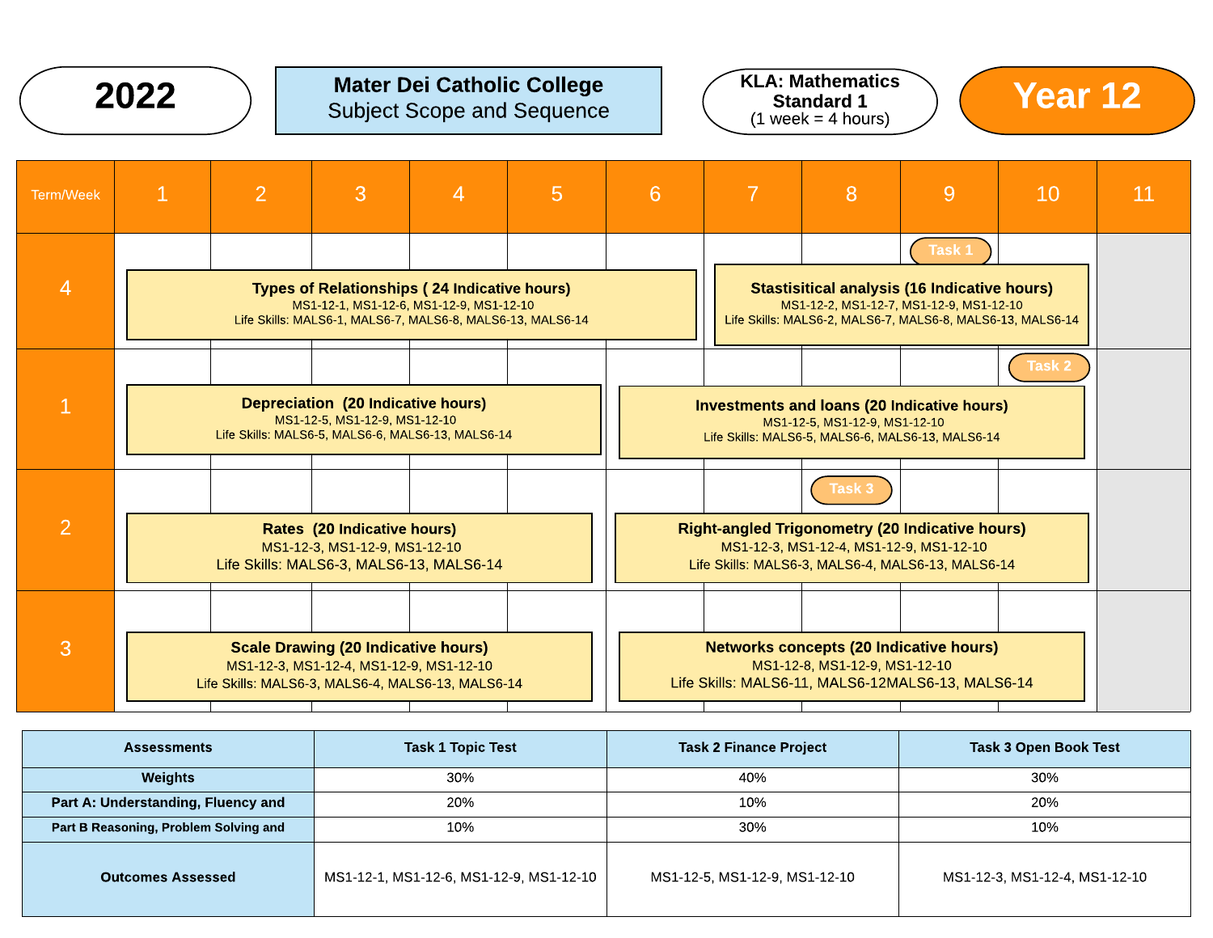**2022**

**Mater Dei Catholic College**
Subject Scope and Sequence

**KLA: Mathematics Standard 1**
(1 week = 4 hours)

**Year 12**

| Term/Week | 1 | 2 | 3 | 4 | 5 | 6 | 7 | 8 | 9 | 10 | 11 |
|---|---|---|---|---|---|---|---|---|---|---|---|
| 4 | **Types of Relationships ( 24 Indicative hours)** MS1-12-1, MS1-12-6, MS1-12-9, MS1-12-10 Life Skills: MALS6-1, MALS6-7, MALS6-8, MALS6-13, MALS6-14 | | | | | | **Stastisitical analysis (16 Indicative hours)** MS1-12-2, MS1-12-7, MS1-12-9, MS1-12-10 Life Skills: MALS6-2, MALS6-7, MALS6-8, MALS6-13, MALS6-14 | | Task 1 | | |
| 1 | **Depreciation (20 Indicative hours)** MS1-12-5, MS1-12-9, MS1-12-10 Life Skills: MALS6-5, MALS6-6, MALS6-13, MALS6-14 | | | | | **Investments and loans (20 Indicative hours)** MS1-12-5, MS1-12-9, MS1-12-10 Life Skills: MALS6-5, MALS6-6, MALS6-13, MALS6-14 | | | | Task 2 | |
| 2 | **Rates (20 Indicative hours)** MS1-12-3, MS1-12-9, MS1-12-10 Life Skills: MALS6-3, MALS6-13, MALS6-14 | | | | | **Right-angled Trigonometry (20 Indicative hours)** MS1-12-3, MS1-12-4, MS1-12-9, MS1-12-10 Life Skills: MALS6-3, MALS6-4, MALS6-13, MALS6-14 | | Task 3 | | | |
| 3 | **Scale Drawing (20 Indicative hours)** MS1-12-3, MS1-12-4, MS1-12-9, MS1-12-10 Life Skills: MALS6-3, MALS6-4, MALS6-13, MALS6-14 | | | | | **Networks concepts (20 Indicative hours)** MS1-12-8, MS1-12-9, MS1-12-10 Life Skills: MALS6-11, MALS6-12MALS6-13, MALS6-14 | | | | | |

| Assessments | Task 1 Topic Test | Task 2 Finance Project | Task 3 Open Book Test |
|---|---|---|---|
| Weights | 30% | 40% | 30% |
| Part A: Understanding, Fluency and | 20% | 10% | 20% |
| Part B Reasoning, Problem Solving and | 10% | 30% | 10% |
| Outcomes Assessed | MS1-12-1, MS1-12-6, MS1-12-9, MS1-12-10 | MS1-12-5, MS1-12-9, MS1-12-10 | MS1-12-3, MS1-12-4, MS1-12-10 |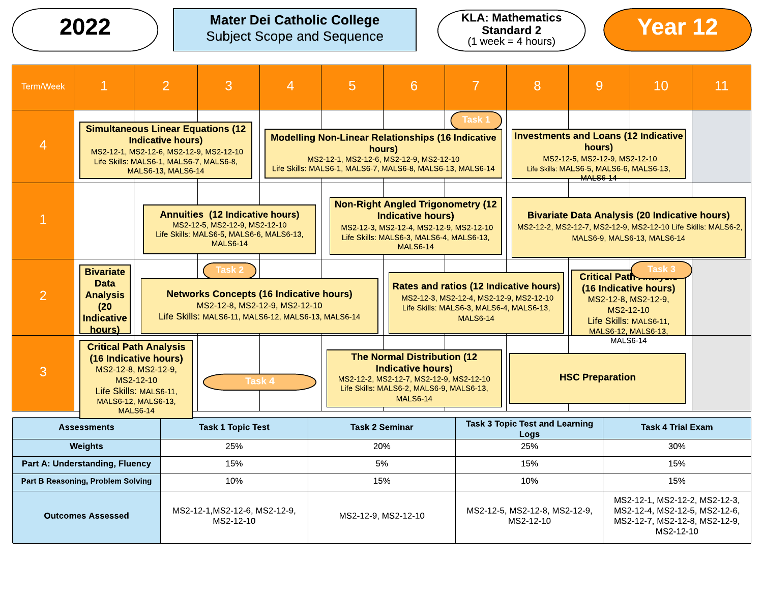# 2022

## Mater Dei Catholic College
Subject Scope and Sequence

**KLA: Mathematics Standard 2**
(1 week = 4 hours)

## Year 12

| Term/Week | 1 | 2 | 3 | 4 | 5 | 6 | 7 | 8 | 9 | 10 | 11 |
|---|---|---|---|---|---|---|---|---|---|---|---|
| 4 | **Simultaneous Linear Equations (12 Indicative hours)** MS2-12-1, MS2-12-6, MS2-12-9, MS2-12-10 Life Skills: MALS6-1, MALS6-7, MALS6-8, MALS6-13, MALS6-14 | | | **Modelling Non-Linear Relationships (16 Indicative hours)** MS2-12-1, MS2-12-6, MS2-12-9, MS2-12-10 Life Skills: MALS6-1, MALS6-7, MALS6-8, MALS6-13, MALS6-14 | | | Task 1 | **Investments and Loans (12 Indicative hours)** MS2-12-5, MS2-12-9, MS2-12-10 Life Skills: MALS6-5, MALS6-6, MALS6-13, MALS6-14 | | | |
| 1 | | **Annuities (12 Indicative hours)** MS2-12-5, MS2-12-9, MS2-12-10 Life Skills: MALS6-5, MALS6-6, MALS6-13, MALS6-14 | | | **Non-Right Angled Trigonometry (12 Indicative hours)** MS2-12-3, MS2-12-4, MS2-12-9, MS2-12-10 Life Skills: MALS6-3, MALS6-4, MALS6-13, MALS6-14 | | | **Bivariate Data Analysis (20 Indicative hours)** MS2-12-2, MS2-12-7, MS2-12-9, MS2-12-10 Life Skills: MALS6-2, MALS6-9, MALS6-13, MALS6-14 | | | |
| 2 | **Bivariate Data Analysis (20 Indicative hours)** | **Networks Concepts (16 Indicative hours)** MS2-12-8, MS2-12-9, MS2-12-10 Life Skills: MALS6-11, MALS6-12, MALS6-13, MALS6-14 | Task 2 | | | **Rates and ratios (12 Indicative hours)** MS2-12-3, MS2-12-4, MS2-12-9, MS2-12-10 Life Skills: MALS6-3, MALS6-4, MALS6-13, MALS6-14 | | | **Critical Path Analysis (16 Indicative hours)** MS2-12-8, MS2-12-9, MS2-12-10 Life Skills: MALS6-11, MALS6-12, MALS6-13, MALS6-14 | Task 3 | |
| 3 | **Critical Path Analysis (16 Indicative hours)** MS2-12-8, MS2-12-9, MS2-12-10 Life Skills: MALS6-11, MALS6-12, MALS6-13, MALS6-14 | | Task 4 | | **The Normal Distribution (12 Indicative hours)** MS2-12-2, MS2-12-7, MS2-12-9, MS2-12-10 Life Skills: MALS6-2, MALS6-9, MALS6-13, MALS6-14 | | | **HSC Preparation** | | | |

| Assessments | Task 1 Topic Test | Task 2 Seminar | Task 3 Topic Test and Learning Logs | Task 4 Trial Exam |
|---|---|---|---|---|
| Weights | 25% | 20% | 25% | 30% |
| Part A: Understanding, Fluency | 15% | 5% | 15% | 15% |
| Part B Reasoning, Problem Solving | 10% | 15% | 10% | 15% |
| Outcomes Assessed | MS2-12-1,MS2-12-6, MS2-12-9, MS2-12-10 | MS2-12-9, MS2-12-10 | MS2-12-5, MS2-12-8, MS2-12-9, MS2-12-10 | MS2-12-1, MS2-12-2, MS2-12-3, MS2-12-4, MS2-12-5, MS2-12-6, MS2-12-7, MS2-12-8, MS2-12-9, MS2-12-10 |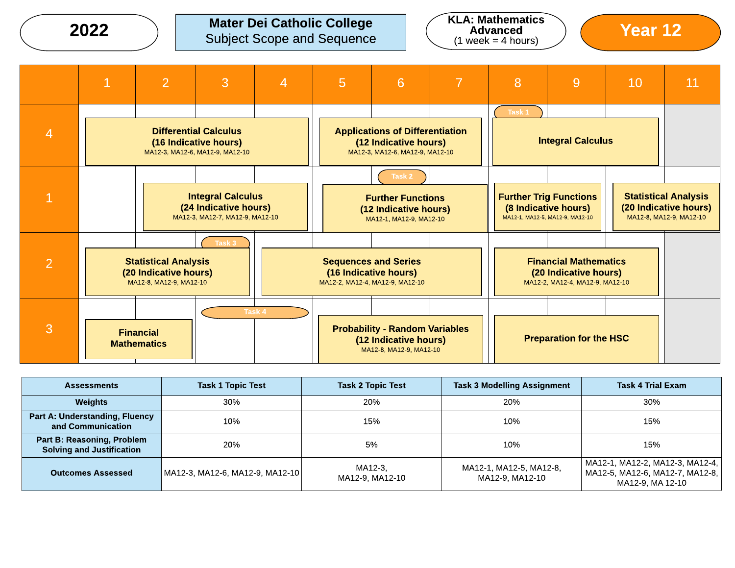# 2022 | Mater Dei Catholic College Subject Scope and Sequence | KLA: Mathematics Advanced (1 week = 4 hours) | Year 12

| Term | 1 | 2 | 3 | 4 | 5 | 6 | 7 | 8 | 9 | 10 | 11 |
|---|---|---|---|---|---|---|---|---|---|---|---|
| 4 | **Differential Calculus (16 Indicative hours)** MA12-3, MA12-6, MA12-9, MA12-10 | | | | **Applications of Differentiation (12 Indicative hours)** MA12-3, MA12-6, MA12-9, MA12-10 | | | Task 1 **Integral Calculus** | | | |
| 1 | | **Integral Calculus (24 Indicative hours)** MA12-3, MA12-7, MA12-9, MA12-10 | | | Task 2 **Further Functions (12 Indicative hours)** MA12-1, MA12-9, MA12-10 | | | **Further Trig Functions (8 Indicative hours)** MA12-1, MA12-5, MA12-9, MA12-10 | | **Statistical Analysis (20 Indicative hours)** MA12-8, MA12-9, MA12-10 | |
| 2 | **Statistical Analysis (20 Indicative hours)** MA12-8, MA12-9, MA12-10 | | Task 3 | **Sequences and Series (16 Indicative hours)** MA12-2, MA12-4, MA12-9, MA12-10 | | | | **Financial Mathematics (20 Indicative hours)** MA12-2, MA12-4, MA12-9, MA12-10 | | | |
| 3 | **Financial Mathematics** | | Task 4 | | **Probability - Random Variables (12 Indicative hours)** MA12-8, MA12-9, MA12-10 | | | **Preparation for the HSC** | | | |

| Assessments | Task 1 Topic Test | Task 2 Topic Test | Task 3 Modelling Assignment | Task 4 Trial Exam |
|---|---|---|---|---|
| Weights | 30% | 20% | 20% | 30% |
| Part A: Understanding, Fluency and Communication | 10% | 15% | 10% | 15% |
| Part B: Reasoning, Problem Solving and Justification | 20% | 5% | 10% | 15% |
| Outcomes Assessed | MA12-3, MA12-6, MA12-9, MA12-10 | MA12-3, MA12-9, MA12-10 | MA12-1, MA12-5, MA12-8, MA12-9, MA12-10 | MA12-1, MA12-2, MA12-3, MA12-4, MA12-5, MA12-6, MA12-7, MA12-8, MA12-9, MA 12-10 |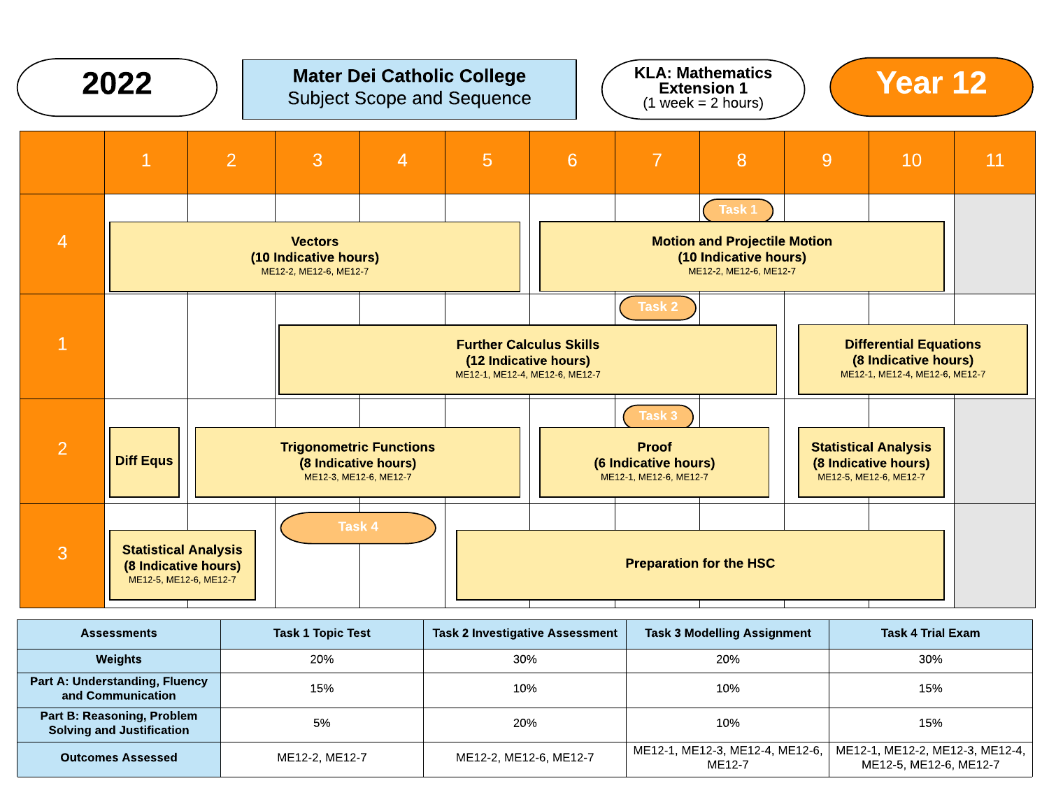**2022**

**Mater Dei Catholic College**
Subject Scope and Sequence

**KLA: Mathematics Extension 1**
(1 week = 2 hours)

**Year 12**

| Term | 1 | 2 | 3 | 4 | 5 | 6 | 7 | 8 | 9 | 10 | 11 |
|---|---|---|---|---|---|---|---|---|---|---|---|
| 4 | **Vectors (10 Indicative hours)** ME12-2, ME12-6, ME12-7 | | | | | **Motion and Projectile Motion (10 Indicative hours)** ME12-2, ME12-6, ME12-7 | | Task 1 | | | |
| 1 | | | **Further Calculus Skills (12 Indicative hours)** ME12-1, ME12-4, ME12-6, ME12-7 | | | | Task 2 | | **Differential Equations (8 Indicative hours)** ME12-1, ME12-4, ME12-6, ME12-7 | | |
| 2 | **Diff Equs** | **Trigonometric Functions (8 Indicative hours)** ME12-3, ME12-6, ME12-7 | | | | **Proof (6 Indicative hours)** ME12-1, ME12-6, ME12-7 | Task 3 | | **Statistical Analysis (8 Indicative hours)** ME12-5, ME12-6, ME12-7 | | |
| 3 | **Statistical Analysis (8 Indicative hours)** ME12-5, ME12-6, ME12-7 | | Task 4 | | **Preparation for the HSC** | | | | | | |

| Assessments | Task 1 Topic Test | Task 2 Investigative Assessment | Task 3 Modelling Assignment | Task 4 Trial Exam |
|---|---|---|---|---|
| Weights | 20% | 30% | 20% | 30% |
| Part A: Understanding, Fluency and Communication | 15% | 10% | 10% | 15% |
| Part B: Reasoning, Problem Solving and Justification | 5% | 20% | 10% | 15% |
| Outcomes Assessed | ME12-2, ME12-7 | ME12-2, ME12-6, ME12-7 | ME12-1, ME12-3, ME12-4, ME12-6, ME12-7 | ME12-1, ME12-2, ME12-3, ME12-4, ME12-5, ME12-6, ME12-7 |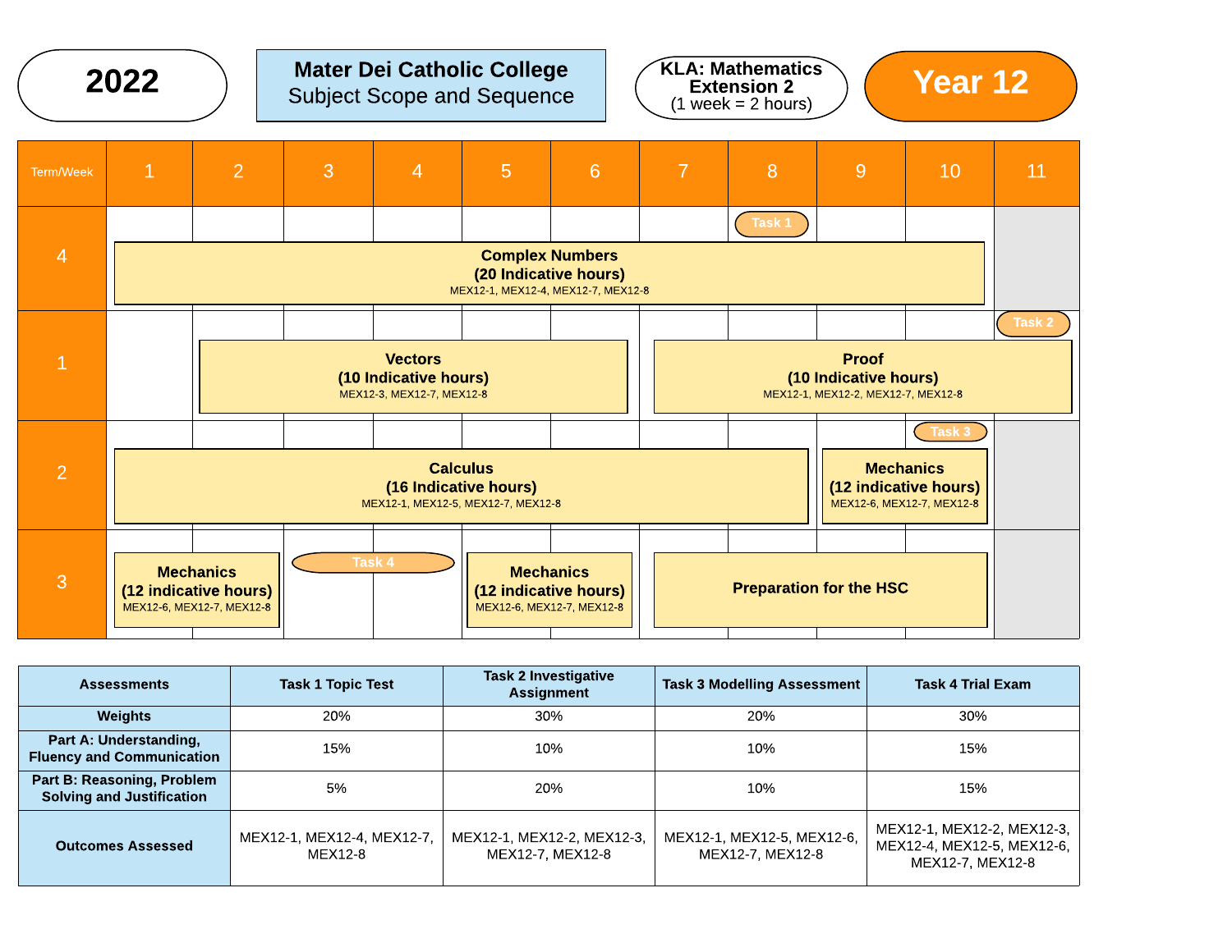**2022**

**Mater Dei Catholic College**
Subject Scope and Sequence

**KLA: Mathematics Extension 2**
(1 week = 2 hours)

**Year 12**

| Term/Week | 1 | 2 | 3 | 4 | 5 | 6 | 7 | 8 | 9 | 10 | 11 |
|---|---|---|---|---|---|---|---|---|---|---|---|
| 4 | **Complex Numbers (20 Indicative hours)** MEX12-1, MEX12-4, MEX12-7, MEX12-8 | | | | | | | Task 1 | | | |
| 1 | | **Vectors (10 Indicative hours)** MEX12-3, MEX12-7, MEX12-8 | | | | | **Proof (10 Indicative hours)** MEX12-1, MEX12-2, MEX12-7, MEX12-8 | | | | Task 2 |
| 2 | **Calculus (16 Indicative hours)** MEX12-1, MEX12-5, MEX12-7, MEX12-8 | | | | | | | | **Mechanics (12 indicative hours)** MEX12-6, MEX12-7, MEX12-8 | Task 3 | |
| 3 | **Mechanics (12 indicative hours)** MEX12-6, MEX12-7, MEX12-8 | | Task 4 | | **Mechanics (12 indicative hours)** MEX12-6, MEX12-7, MEX12-8 | | **Preparation for the HSC** | | | | |

| Assessments | Task 1 Topic Test | Task 2 Investigative Assignment | Task 3 Modelling Assessment | Task 4 Trial Exam |
|---|---|---|---|---|
| Weights | 20% | 30% | 20% | 30% |
| Part A: Understanding, Fluency and Communication | 15% | 10% | 10% | 15% |
| Part B: Reasoning, Problem Solving and Justification | 5% | 20% | 10% | 15% |
| Outcomes Assessed | MEX12-1, MEX12-4, MEX12-7, MEX12-8 | MEX12-1, MEX12-2, MEX12-3, MEX12-7, MEX12-8 | MEX12-1, MEX12-5, MEX12-6, MEX12-7, MEX12-8 | MEX12-1, MEX12-2, MEX12-3, MEX12-4, MEX12-5, MEX12-6, MEX12-7, MEX12-8 |